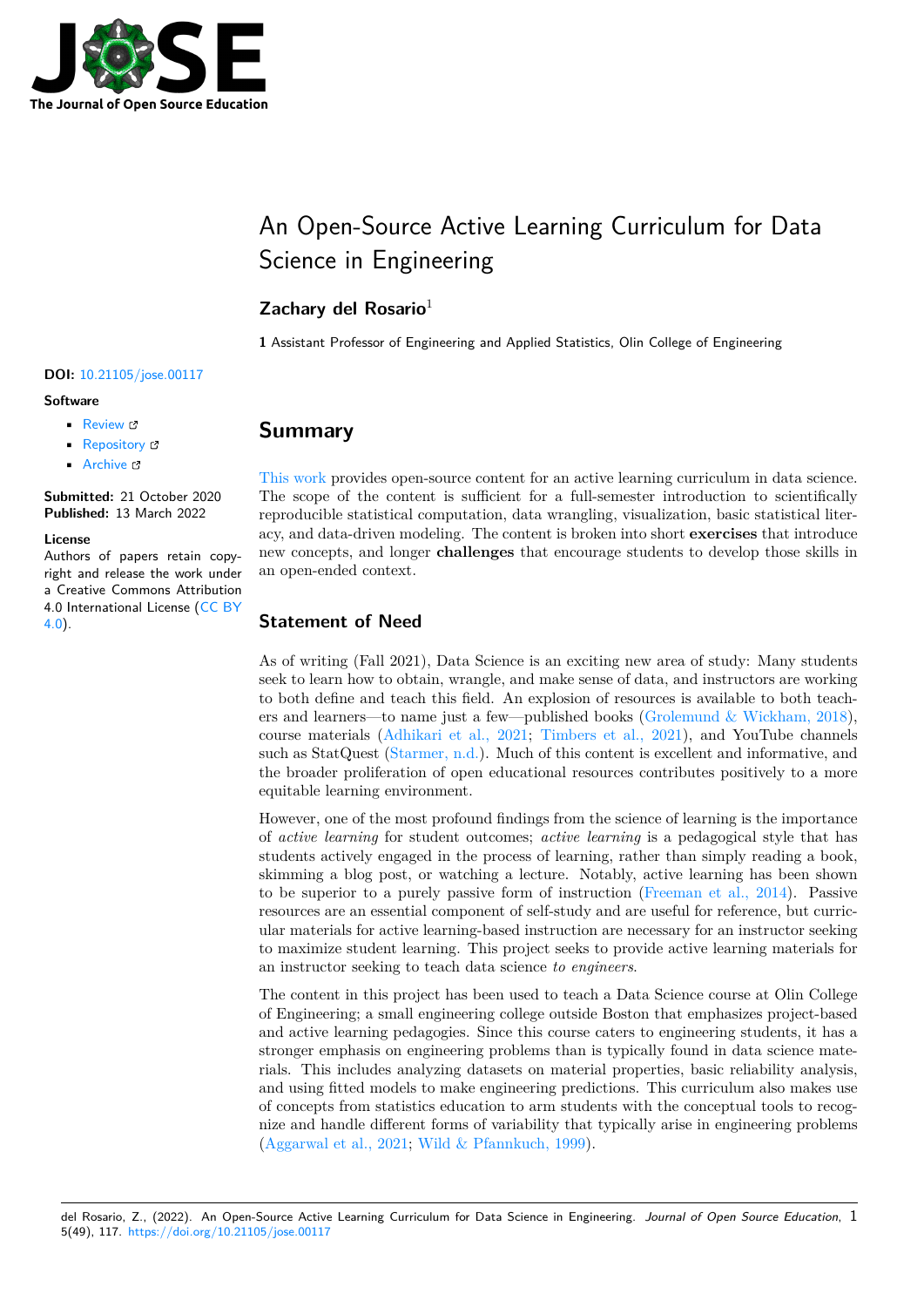# An Open-Source Active Learning Curriculum for Data Science in Engineering

**Zachary del Rosario**[1]

**1** Assistant Professor of Engineering and Applied Statistics, Olin College of Engineering

**DOI:** 10.21105/jose.00117

**Software**

- Review
- Repository
- Archive

**Submitted:** 21 October 2020
**Published:** 13 March 2022

**License**
Authors of papers retain copyright and release the work under a Creative Commons Attribution 4.0 International License (CC BY 4.0).

## Summary

This work provides open-source content for an active learning curriculum in data science. The scope of the content is sufficient for a full-semester introduction to scientifically reproducible statistical computation, data wrangling, visualization, basic statistical literacy, and data-driven modeling. The content is broken into short **exercises** that introduce new concepts, and longer **challenges** that encourage students to develop those skills in an open-ended context.

## Statement of Need

As of writing (Fall 2021), Data Science is an exciting new area of study: Many students seek to learn how to obtain, wrangle, and make sense of data, and instructors are working to both define and teach this field. An explosion of resources is available to both teachers and learners—to name just a few—published books (Grolemund & Wickham, 2018), course materials (Adhikari et al., 2021; Timbers et al., 2021), and YouTube channels such as StatQuest (Starmer, n.d.). Much of this content is excellent and informative, and the broader proliferation of open educational resources contributes positively to a more equitable learning environment.

However, one of the most profound findings from the science of learning is the importance of *active learning* for student outcomes; *active learning* is a pedagogical style that has students actively engaged in the process of learning, rather than simply reading a book, skimming a blog post, or watching a lecture. Notably, active learning has been shown to be superior to a purely passive form of instruction (Freeman et al., 2014). Passive resources are an essential component of self-study and are useful for reference, but curricular materials for active learning-based instruction are necessary for an instructor seeking to maximize student learning. This project seeks to provide active learning materials for an instructor seeking to teach data science *to engineers*.

The content in this project has been used to teach a Data Science course at Olin College of Engineering; a small engineering college outside Boston that emphasizes project-based and active learning pedagogies. Since this course caters to engineering students, it has a stronger emphasis on engineering problems than is typically found in data science materials. This includes analyzing datasets on material properties, basic reliability analysis, and using fitted models to make engineering predictions. This curriculum also makes use of concepts from statistics education to arm students with the conceptual tools to recognize and handle different forms of variability that typically arise in engineering problems (Aggarwal et al., 2021; Wild & Pfannkuch, 1999).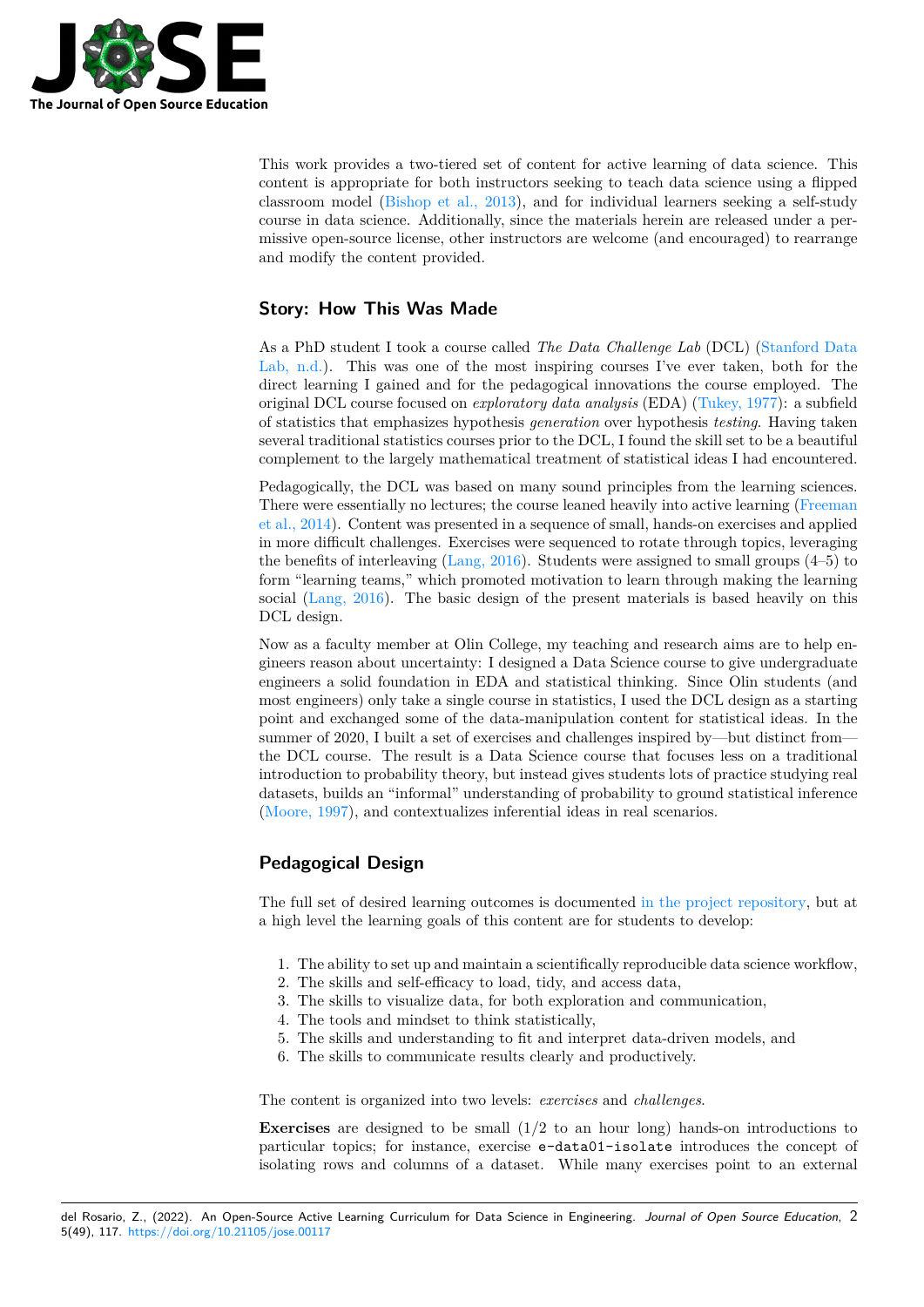This work provides a two-tiered set of content for active learning of data science. This content is appropriate for both instructors seeking to teach data science using a flipped classroom model (Bishop et al., 2013), and for individual learners seeking a self-study course in data science. Additionally, since the materials herein are released under a permissive open-source license, other instructors are welcome (and encouraged) to rearrange and modify the content provided.

## Story: How This Was Made

As a PhD student I took a course called *The Data Challenge Lab* (DCL) (Stanford Data Lab, n.d.). This was one of the most inspiring courses I've ever taken, both for the direct learning I gained and for the pedagogical innovations the course employed. The original DCL course focused on *exploratory data analysis* (EDA) (Tukey, 1977): a subfield of statistics that emphasizes hypothesis *generation* over hypothesis *testing*. Having taken several traditional statistics courses prior to the DCL, I found the skill set to be a beautiful complement to the largely mathematical treatment of statistical ideas I had encountered.

Pedagogically, the DCL was based on many sound principles from the learning sciences. There were essentially no lectures; the course leaned heavily into active learning (Freeman et al., 2014). Content was presented in a sequence of small, hands-on exercises and applied in more difficult challenges. Exercises were sequenced to rotate through topics, leveraging the benefits of interleaving (Lang, 2016). Students were assigned to small groups (4–5) to form "learning teams," which promoted motivation to learn through making the learning social (Lang, 2016). The basic design of the present materials is based heavily on this DCL design.

Now as a faculty member at Olin College, my teaching and research aims are to help engineers reason about uncertainty: I designed a Data Science course to give undergraduate engineers a solid foundation in EDA and statistical thinking. Since Olin students (and most engineers) only take a single course in statistics, I used the DCL design as a starting point and exchanged some of the data-manipulation content for statistical ideas. In the summer of 2020, I built a set of exercises and challenges inspired by—but distinct from—the DCL course. The result is a Data Science course that focuses less on a traditional introduction to probability theory, but instead gives students lots of practice studying real datasets, builds an "informal" understanding of probability to ground statistical inference (Moore, 1997), and contextualizes inferential ideas in real scenarios.

## Pedagogical Design

The full set of desired learning outcomes is documented in the project repository, but at a high level the learning goals of this content are for students to develop:

1. The ability to set up and maintain a scientifically reproducible data science workflow,
2. The skills and self-efficacy to load, tidy, and access data,
3. The skills to visualize data, for both exploration and communication,
4. The tools and mindset to think statistically,
5. The skills and understanding to fit and interpret data-driven models, and
6. The skills to communicate results clearly and productively.

The content is organized into two levels: *exercises* and *challenges*.

**Exercises** are designed to be small (1/2 to an hour long) hands-on introductions to particular topics; for instance, exercise `e-data01-isolate` introduces the concept of isolating rows and columns of a dataset. While many exercises point to an external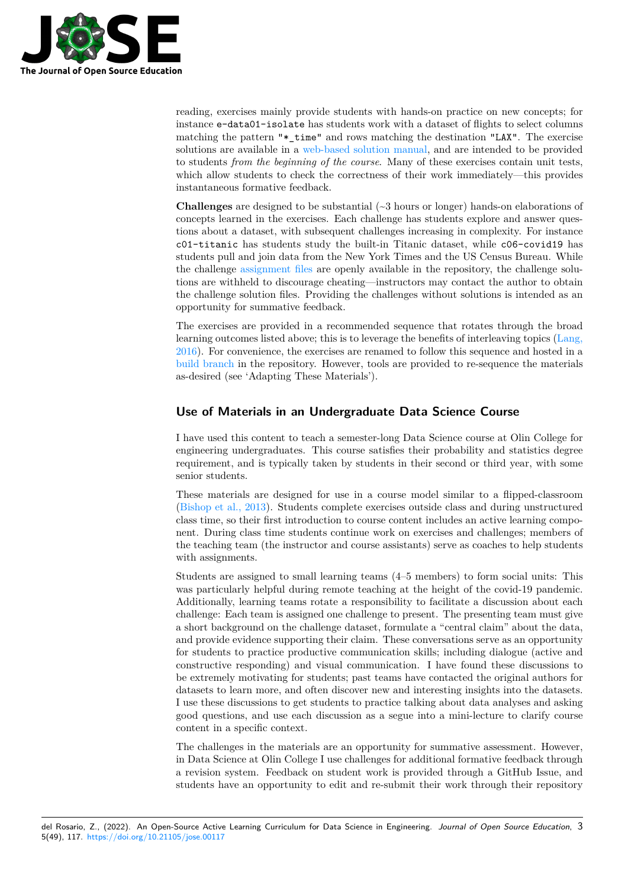reading, exercises mainly provide students with hands-on practice on new concepts; for instance `e-data01-isolate` has students work with a dataset of flights to select columns matching the pattern `"*_time"` and rows matching the destination `"LAX"`. The exercise solutions are available in a web-based solution manual, and are intended to be provided to students *from the beginning of the course*. Many of these exercises contain unit tests, which allow students to check the correctness of their work immediately—this provides instantaneous formative feedback.

**Challenges** are designed to be substantial (~3 hours or longer) hands-on elaborations of concepts learned in the exercises. Each challenge has students explore and answer questions about a dataset, with subsequent challenges increasing in complexity. For instance `c01-titanic` has students study the built-in Titanic dataset, while `c06-covid19` has students pull and join data from the New York Times and the US Census Bureau. While the challenge assignment files are openly available in the repository, the challenge solutions are withheld to discourage cheating—instructors may contact the author to obtain the challenge solution files. Providing the challenges without solutions is intended as an opportunity for summative feedback.

The exercises are provided in a recommended sequence that rotates through the broad learning outcomes listed above; this is to leverage the benefits of interleaving topics (Lang, 2016). For convenience, the exercises are renamed to follow this sequence and hosted in a build branch in the repository. However, tools are provided to re-sequence the materials as-desired (see 'Adapting These Materials').

## Use of Materials in an Undergraduate Data Science Course

I have used this content to teach a semester-long Data Science course at Olin College for engineering undergraduates. This course satisfies their probability and statistics degree requirement, and is typically taken by students in their second or third year, with some senior students.

These materials are designed for use in a course model similar to a flipped-classroom (Bishop et al., 2013). Students complete exercises outside class and during unstructured class time, so their first introduction to course content includes an active learning component. During class time students continue work on exercises and challenges; members of the teaching team (the instructor and course assistants) serve as coaches to help students with assignments.

Students are assigned to small learning teams (4–5 members) to form social units: This was particularly helpful during remote teaching at the height of the covid-19 pandemic. Additionally, learning teams rotate a responsibility to facilitate a discussion about each challenge: Each team is assigned one challenge to present. The presenting team must give a short background on the challenge dataset, formulate a "central claim" about the data, and provide evidence supporting their claim. These conversations serve as an opportunity for students to practice productive communication skills; including dialogue (active and constructive responding) and visual communication. I have found these discussions to be extremely motivating for students; past teams have contacted the original authors for datasets to learn more, and often discover new and interesting insights into the datasets. I use these discussions to get students to practice talking about data analyses and asking good questions, and use each discussion as a segue into a mini-lecture to clarify course content in a specific context.

The challenges in the materials are an opportunity for summative assessment. However, in Data Science at Olin College I use challenges for additional formative feedback through a revision system. Feedback on student work is provided through a GitHub Issue, and students have an opportunity to edit and re-submit their work through their repository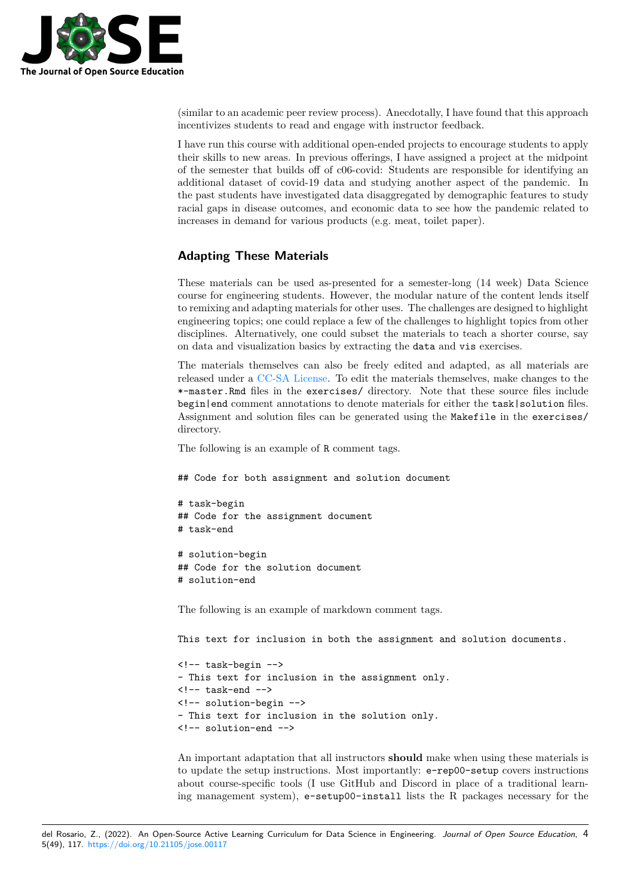(similar to an academic peer review process). Anecdotally, I have found that this approach incentivizes students to read and engage with instructor feedback.

I have run this course with additional open-ended projects to encourage students to apply their skills to new areas. In previous offerings, I have assigned a project at the midpoint of the semester that builds off of c06-covid: Students are responsible for identifying an additional dataset of covid-19 data and studying another aspect of the pandemic. In the past students have investigated data disaggregated by demographic features to study racial gaps in disease outcomes, and economic data to see how the pandemic related to increases in demand for various products (e.g. meat, toilet paper).

## Adapting These Materials

These materials can be used as-presented for a semester-long (14 week) Data Science course for engineering students. However, the modular nature of the content lends itself to remixing and adapting materials for other uses. The challenges are designed to highlight engineering topics; one could replace a few of the challenges to highlight topics from other disciplines. Alternatively, one could subset the materials to teach a shorter course, say on data and visualization basics by extracting the `data` and `vis` exercises.

The materials themselves can also be freely edited and adapted, as all materials are released under a CC-SA License. To edit the materials themselves, make changes to the `*-master.Rmd` files in the `exercises/` directory. Note that these source files include `begin|end` comment annotations to denote materials for either the `task|solution` files. Assignment and solution files can be generated using the `Makefile` in the `exercises/` directory.

The following is an example of `R` comment tags.

```
## Code for both assignment and solution document

# task-begin
## Code for the assignment document
# task-end

# solution-begin
## Code for the solution document
# solution-end
```

The following is an example of markdown comment tags.

```
This text for inclusion in both the assignment and solution documents.

<!-- task-begin -->
- This text for inclusion in the assignment only.
<!-- task-end -->
<!-- solution-begin -->
- This text for inclusion in the solution only.
<!-- solution-end -->
```

An important adaptation that all instructors **should** make when using these materials is to update the setup instructions. Most importantly: `e-rep00-setup` covers instructions about course-specific tools (I use GitHub and Discord in place of a traditional learning management system), `e-setup00-install` lists the R packages necessary for the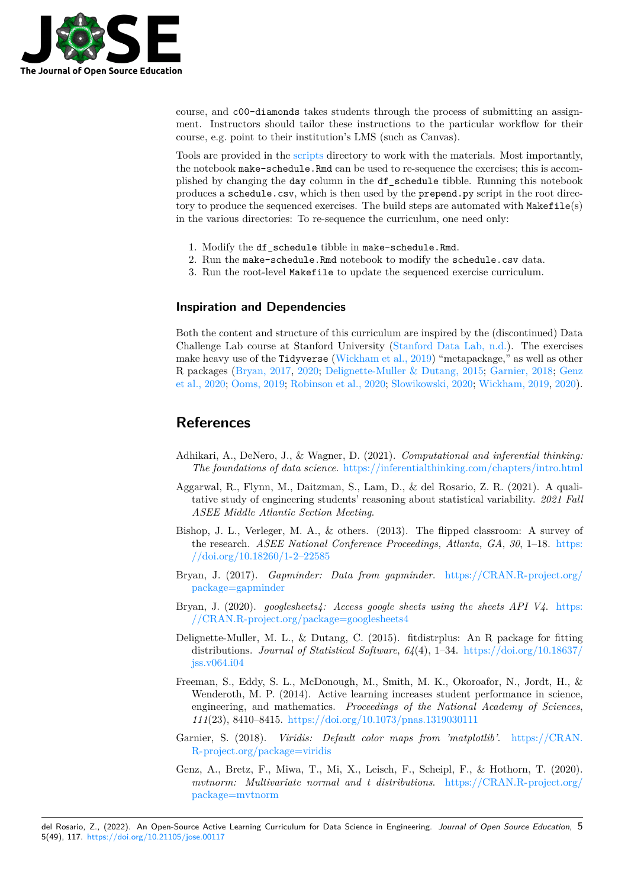course, and `c00-diamonds` takes students through the process of submitting an assignment. Instructors should tailor these instructions to the particular workflow for their course, e.g. point to their institution's LMS (such as Canvas).

Tools are provided in the [scripts](https://github.com/zdelrosario/data-science-curriculum/tree/master/scripts) directory to work with the materials. Most importantly, the notebook `make-schedule.Rmd` can be used to re-sequence the exercises; this is accomplished by changing the `day` column in the `df_schedule` tibble. Running this notebook produces a `schedule.csv`, which is then used by the `prepend.py` script in the root directory to produce the sequenced exercises. The build steps are automated with `Makefile`(s) in the various directories: To re-sequence the curriculum, one need only:

1. Modify the `df_schedule` tibble in `make-schedule.Rmd`.
2. Run the `make-schedule.Rmd` notebook to modify the `schedule.csv` data.
3. Run the root-level `Makefile` to update the sequenced exercise curriculum.

## Inspiration and Dependencies

Both the content and structure of this curriculum are inspired by the (discontinued) Data Challenge Lab course at Stanford University (Stanford Data Lab, n.d.). The exercises make heavy use of the `Tidyverse` (Wickham et al., 2019) "metapackage," as well as other R packages (Bryan, 2017, 2020; Delignette-Muller & Dutang, 2015; Garnier, 2018; Genz et al., 2020; Ooms, 2019; Robinson et al., 2020; Slowikowski, 2020; Wickham, 2019, 2020).

# References

Adhikari, A., DeNero, J., & Wagner, D. (2021). *Computational and inferential thinking: The foundations of data science*. https://inferentialthinking.com/chapters/intro.html

Aggarwal, R., Flynn, M., Daitzman, S., Lam, D., & del Rosario, Z. R. (2021). A qualitative study of engineering students' reasoning about statistical variability. *2021 Fall ASEE Middle Atlantic Section Meeting*.

Bishop, J. L., Verleger, M. A., & others. (2013). The flipped classroom: A survey of the research. *ASEE National Conference Proceedings, Atlanta, GA*, *30*, 1–18. https://doi.org/10.18260/1-2--22585

Bryan, J. (2017). *Gapminder: Data from gapminder*. https://CRAN.R-project.org/package=gapminder

Bryan, J. (2020). *googlesheets4: Access google sheets using the sheets API V4*. https://CRAN.R-project.org/package=googlesheets4

Delignette-Muller, M. L., & Dutang, C. (2015). fitdistrplus: An R package for fitting distributions. *Journal of Statistical Software*, *64*(4), 1–34. https://doi.org/10.18637/jss.v064.i04

Freeman, S., Eddy, S. L., McDonough, M., Smith, M. K., Okoroafor, N., Jordt, H., & Wenderoth, M. P. (2014). Active learning increases student performance in science, engineering, and mathematics. *Proceedings of the National Academy of Sciences*, *111*(23), 8410–8415. https://doi.org/10.1073/pnas.1319030111

Garnier, S. (2018). *Viridis: Default color maps from 'matplotlib'*. https://CRAN.R-project.org/package=viridis

Genz, A., Bretz, F., Miwa, T., Mi, X., Leisch, F., Scheipl, F., & Hothorn, T. (2020). *mvtnorm: Multivariate normal and t distributions*. https://CRAN.R-project.org/package=mvtnorm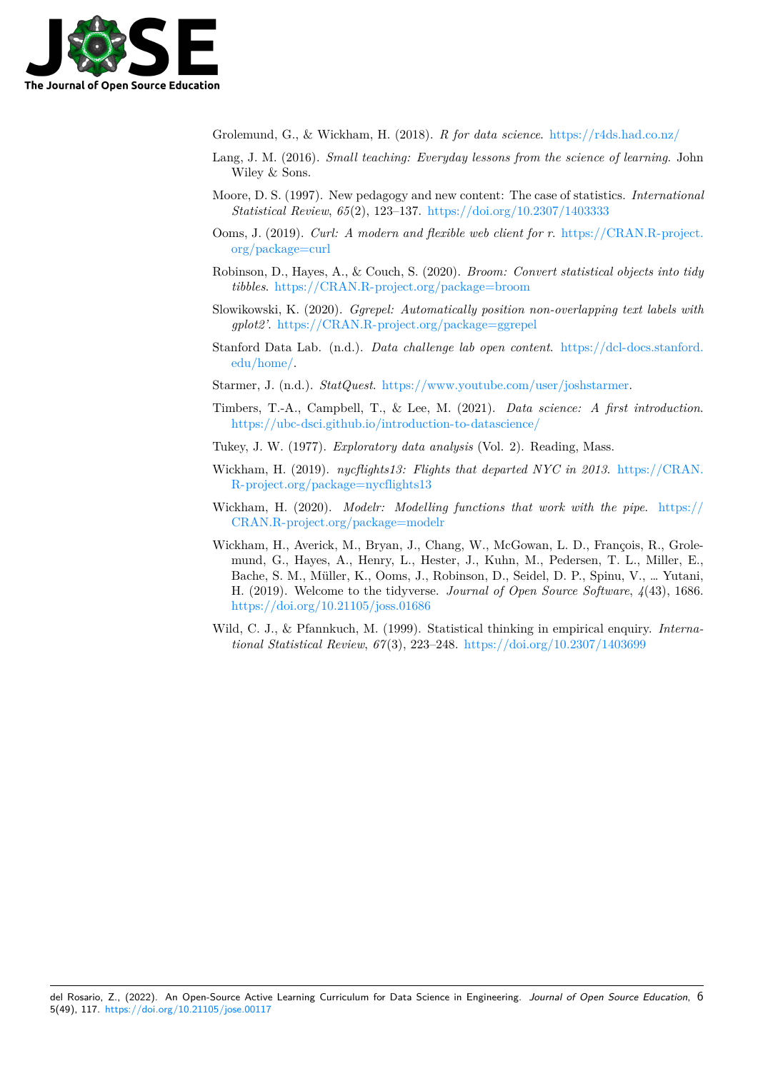Grolemund, G., & Wickham, H. (2018). *R for data science*. https://r4ds.had.co.nz/

Lang, J. M. (2016). *Small teaching: Everyday lessons from the science of learning*. John Wiley & Sons.

Moore, D. S. (1997). New pedagogy and new content: The case of statistics. *International Statistical Review*, *65*(2), 123–137. https://doi.org/10.2307/1403333

Ooms, J. (2019). *Curl: A modern and flexible web client for r*. https://CRAN.R-project.org/package=curl

Robinson, D., Hayes, A., & Couch, S. (2020). *Broom: Convert statistical objects into tidy tibbles*. https://CRAN.R-project.org/package=broom

Slowikowski, K. (2020). *Ggrepel: Automatically position non-overlapping text labels with gplot2'*. https://CRAN.R-project.org/package=ggrepel

Stanford Data Lab. (n.d.). *Data challenge lab open content*. https://dcl-docs.stanford.edu/home/.

Starmer, J. (n.d.). *StatQuest*. https://www.youtube.com/user/joshstarmer.

Timbers, T.-A., Campbell, T., & Lee, M. (2021). *Data science: A first introduction*. https://ubc-dsci.github.io/introduction-to-datascience/

Tukey, J. W. (1977). *Exploratory data analysis* (Vol. 2). Reading, Mass.

Wickham, H. (2019). *nycflights13: Flights that departed NYC in 2013*. https://CRAN.R-project.org/package=nycflights13

Wickham, H. (2020). *Modelr: Modelling functions that work with the pipe*. https://CRAN.R-project.org/package=modelr

Wickham, H., Averick, M., Bryan, J., Chang, W., McGowan, L. D., François, R., Grolemund, G., Hayes, A., Henry, L., Hester, J., Kuhn, M., Pedersen, T. L., Miller, E., Bache, S. M., Müller, K., Ooms, J., Robinson, D., Seidel, D. P., Spinu, V., … Yutani, H. (2019). Welcome to the tidyverse. *Journal of Open Source Software*, *4*(43), 1686. https://doi.org/10.21105/joss.01686

Wild, C. J., & Pfannkuch, M. (1999). Statistical thinking in empirical enquiry. *International Statistical Review*, *67*(3), 223–248. https://doi.org/10.2307/1403699